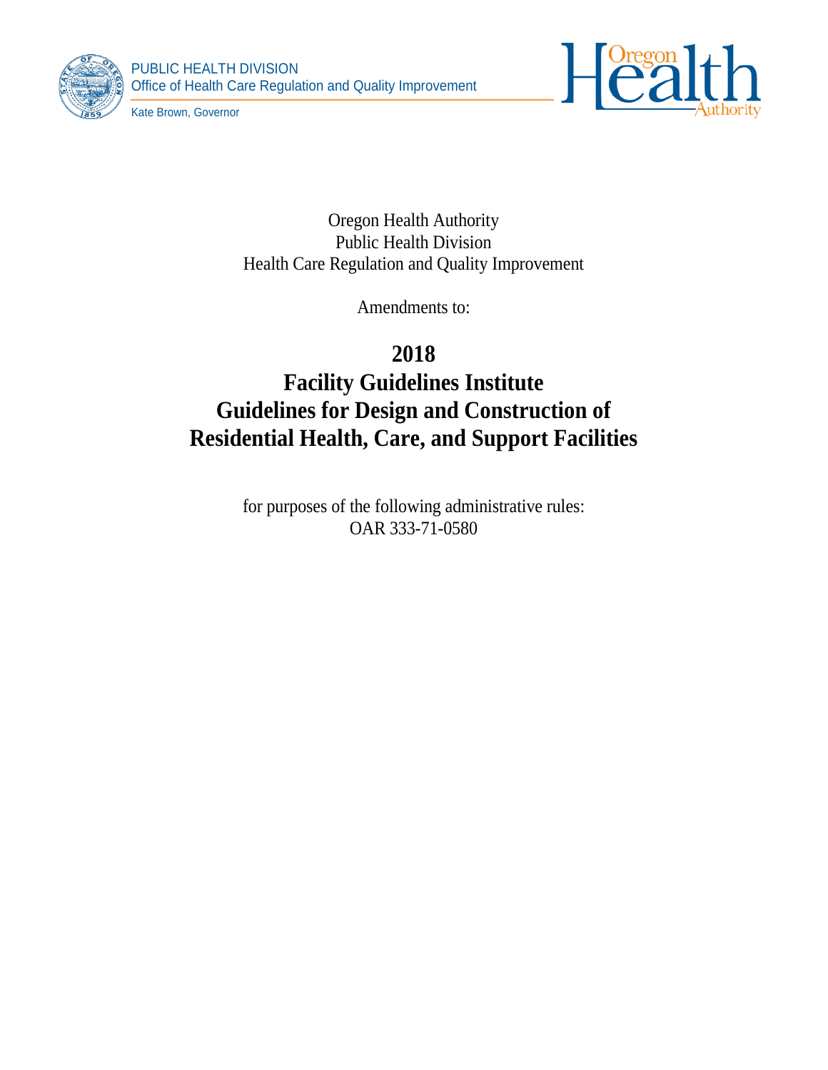PUBLIC HEALTH DIVISION
Office of Health Care Regulation and Quality Improvement

Kate Brown, Governor

Oregon Health Authority
Public Health Division
Health Care Regulation and Quality Improvement

Amendments to:

# 2018
# Facility Guidelines Institute
# Guidelines for Design and Construction of Residential Health, Care, and Support Facilities

for purposes of the following administrative rules:
OAR 333-71-0580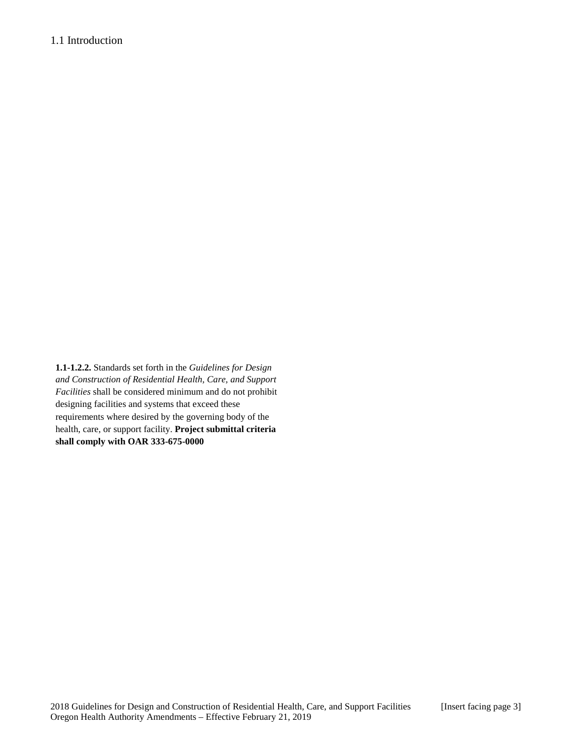## 1.1 Introduction

**1.1-1.2.2.** Standards set forth in the *Guidelines for Design and Construction of Residential Health, Care, and Support Facilities* shall be considered minimum and do not prohibit designing facilities and systems that exceed these requirements where desired by the governing body of the health, care, or support facility. **Project submittal criteria shall comply with OAR 333-675-0000**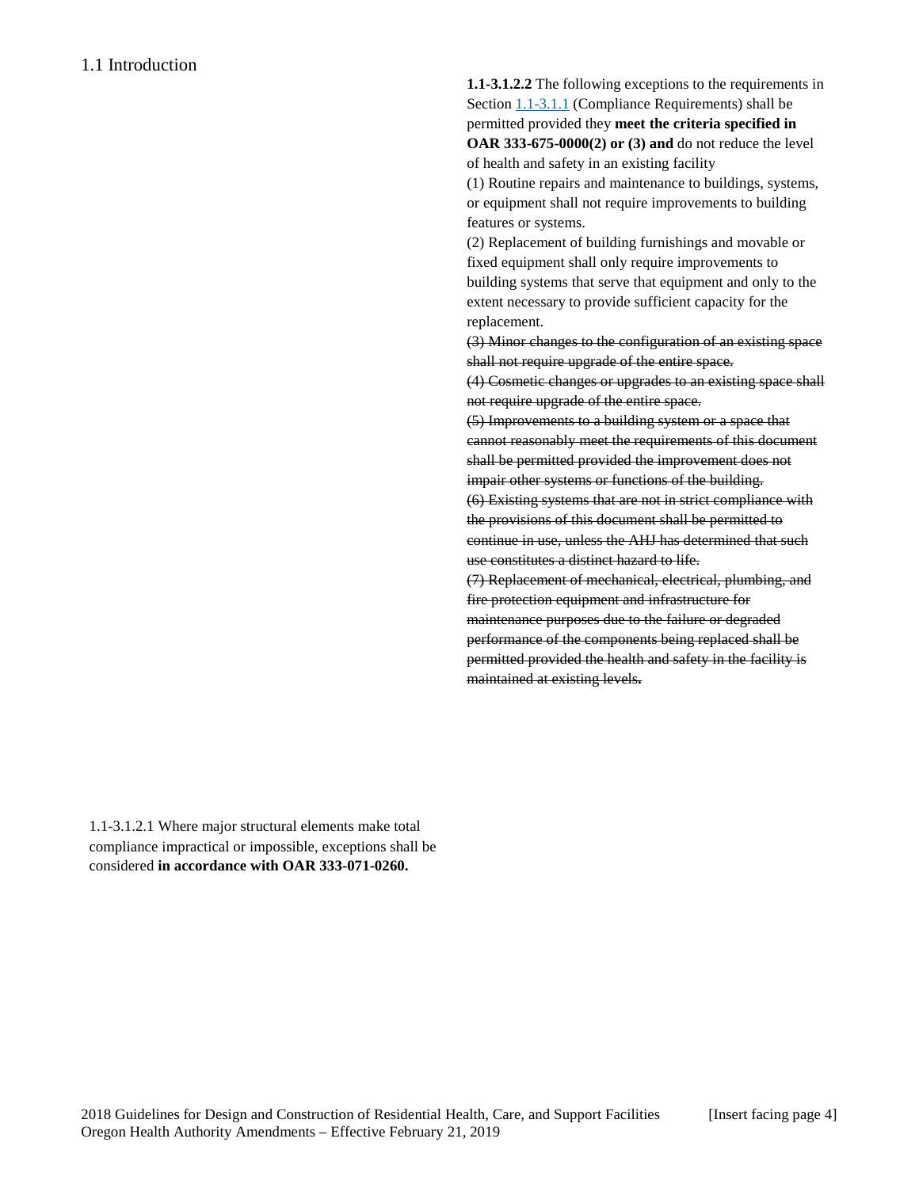## 1.1 Introduction

**1.1-3.1.2.2** The following exceptions to the requirements in Section 1.1-3.1.1 (Compliance Requirements) shall be permitted provided they **meet the criteria specified in OAR 333-675-0000(2) or (3) and** do not reduce the level of health and safety in an existing facility

(1) Routine repairs and maintenance to buildings, systems, or equipment shall not require improvements to building features or systems.

(2) Replacement of building furnishings and movable or fixed equipment shall only require improvements to building systems that serve that equipment and only to the extent necessary to provide sufficient capacity for the replacement.

~~(3) Minor changes to the configuration of an existing space shall not require upgrade of the entire space.~~

~~(4) Cosmetic changes or upgrades to an existing space shall not require upgrade of the entire space.~~

~~(5) Improvements to a building system or a space that cannot reasonably meet the requirements of this document shall be permitted provided the improvement does not impair other systems or functions of the building.~~

~~(6) Existing systems that are not in strict compliance with the provisions of this document shall be permitted to continue in use, unless the AHJ has determined that such use constitutes a distinct hazard to life.~~

~~(7) Replacement of mechanical, electrical, plumbing, and fire protection equipment and infrastructure for maintenance purposes due to the failure or degraded performance of the components being replaced shall be permitted provided the health and safety in the facility is maintained at existing levels.~~

1.1-3.1.2.1 Where major structural elements make total compliance impractical or impossible, exceptions shall be considered **in accordance with OAR 333-071-0260.**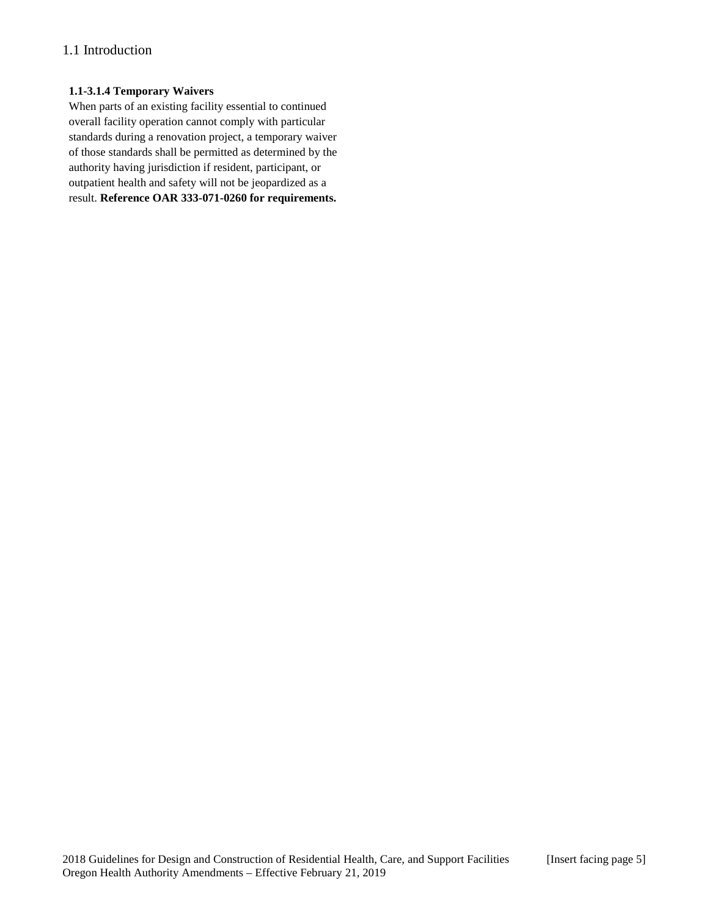## 1.1 Introduction

**1.1-3.1.4 Temporary Waivers**

When parts of an existing facility essential to continued overall facility operation cannot comply with particular standards during a renovation project, a temporary waiver of those standards shall be permitted as determined by the authority having jurisdiction if resident, participant, or outpatient health and safety will not be jeopardized as a result. **Reference OAR 333-071-0260 for requirements.**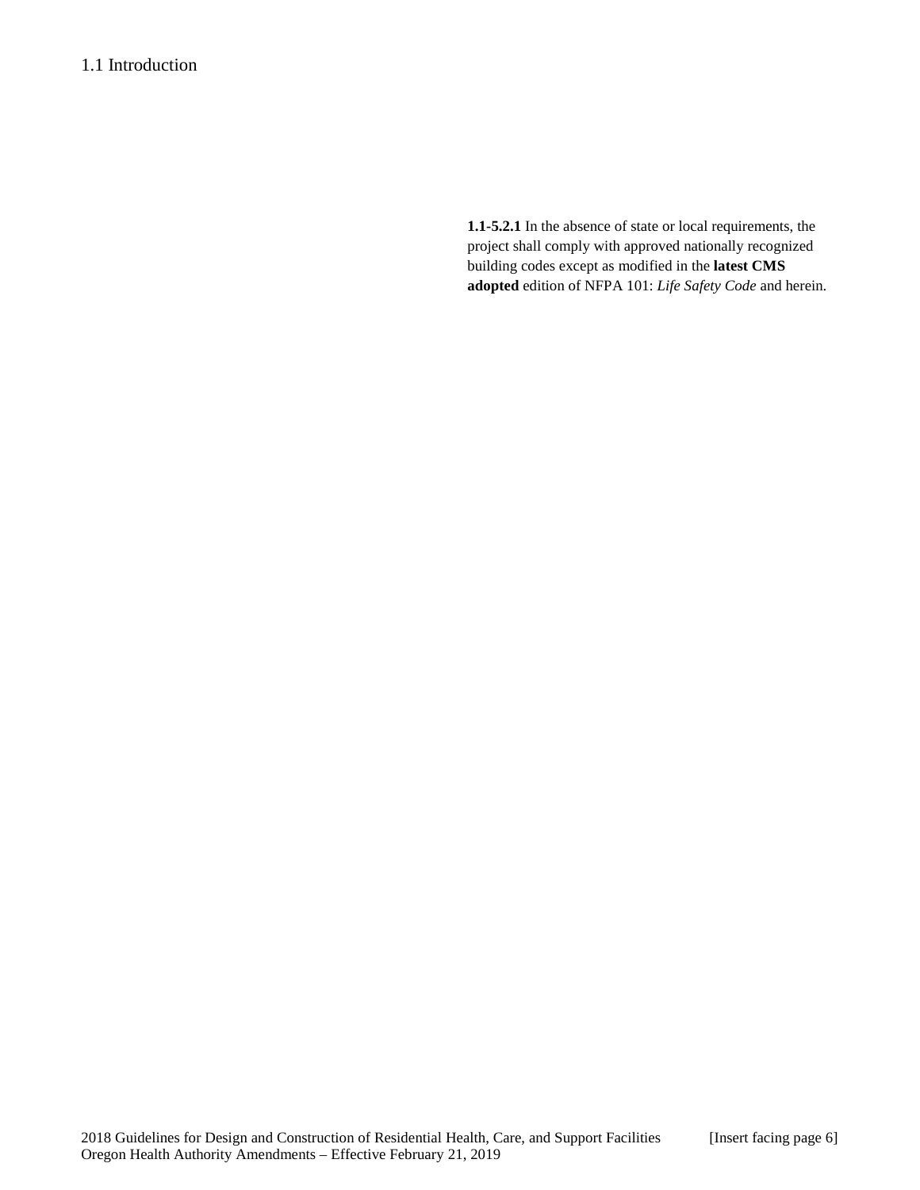## 1.1 Introduction

**1.1-5.2.1** In the absence of state or local requirements, the project shall comply with approved nationally recognized building codes except as modified in the **latest CMS adopted** edition of NFPA 101: *Life Safety Code* and herein.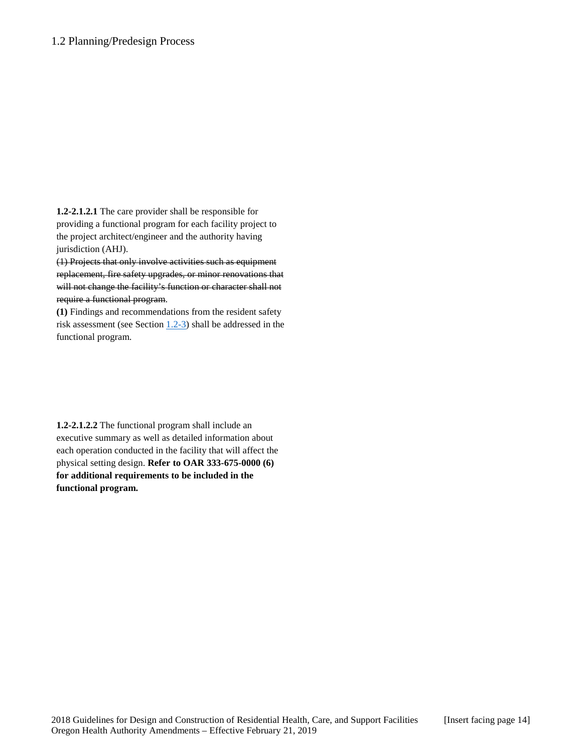# 1.2 Planning/Predesign Process

**1.2-2.1.2.1** The care provider shall be responsible for providing a functional program for each facility project to the project architect/engineer and the authority having jurisdiction (AHJ).

~~(1) Projects that only involve activities such as equipment replacement, fire safety upgrades, or minor renovations that will not change the facility's function or character shall not require a functional program~~.

**(1)** Findings and recommendations from the resident safety risk assessment (see Section 1.2-3) shall be addressed in the functional program.

**1.2-2.1.2.2** The functional program shall include an executive summary as well as detailed information about each operation conducted in the facility that will affect the physical setting design. **Refer to OAR 333-675-0000 (6) for additional requirements to be included in the functional program.**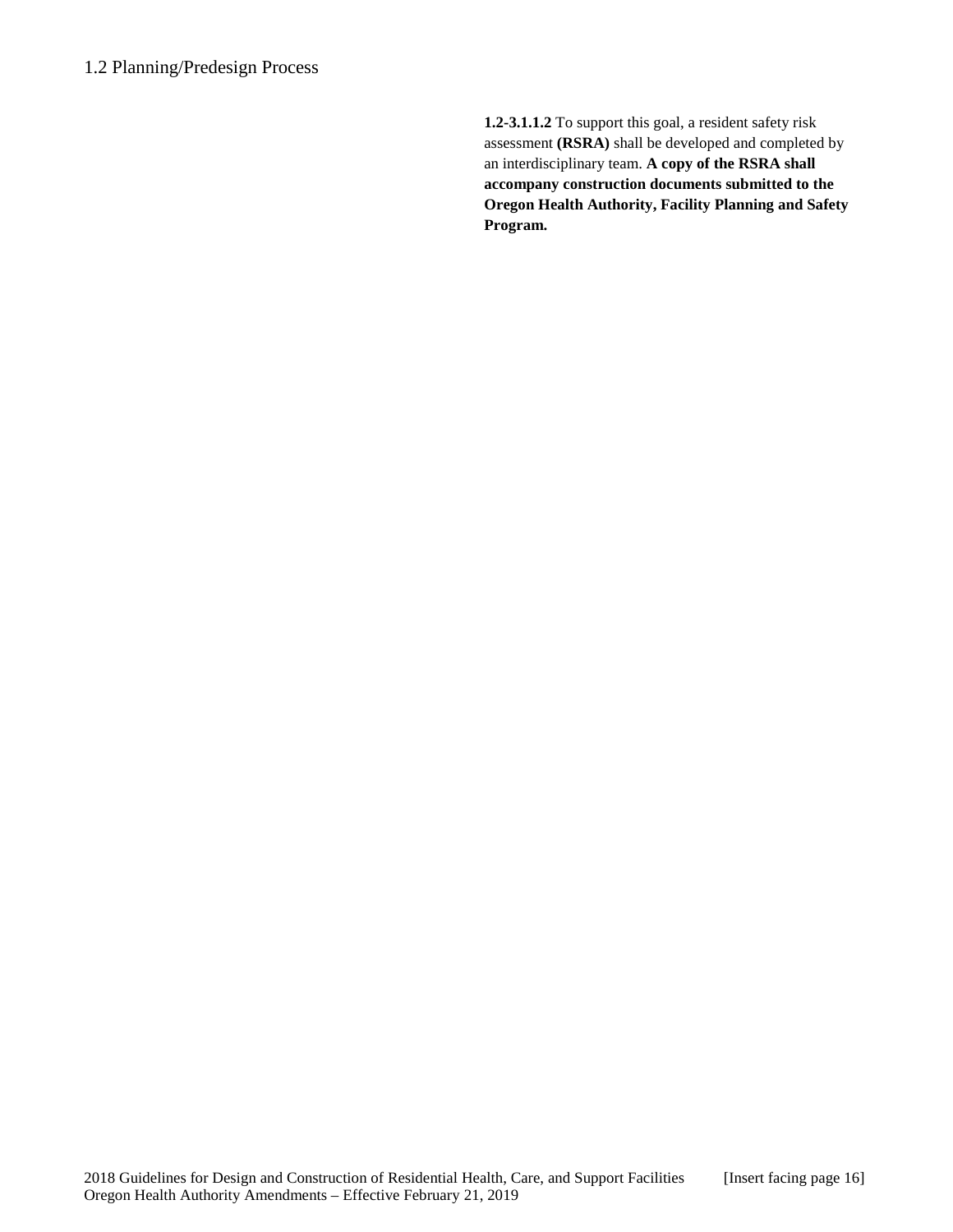## 1.2 Planning/Predesign Process

**1.2-3.1.1.2** To support this goal, a resident safety risk assessment **(RSRA)** shall be developed and completed by an interdisciplinary team. **A copy of the RSRA shall accompany construction documents submitted to the Oregon Health Authority, Facility Planning and Safety Program.**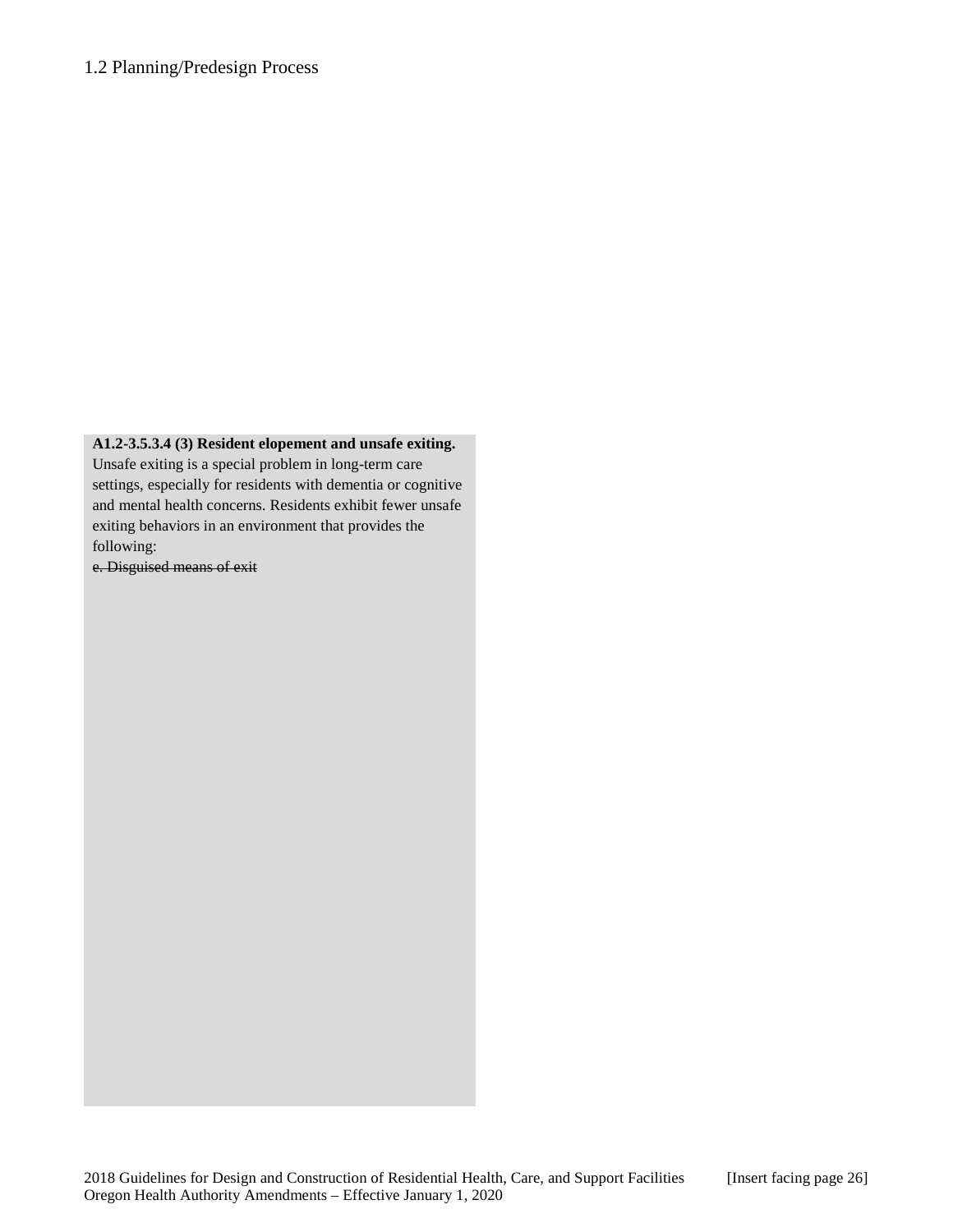## 1.2 Planning/Predesign Process

**A1.2-3.5.3.4 (3) Resident elopement and unsafe exiting.** Unsafe exiting is a special problem in long-term care settings, especially for residents with dementia or cognitive and mental health concerns. Residents exhibit fewer unsafe exiting behaviors in an environment that provides the following:

~~e. Disguised means of exit~~

2018 Guidelines for Design and Construction of Residential Health, Care, and Support Facilities [Insert facing page 26]
Oregon Health Authority Amendments – Effective January 1, 2020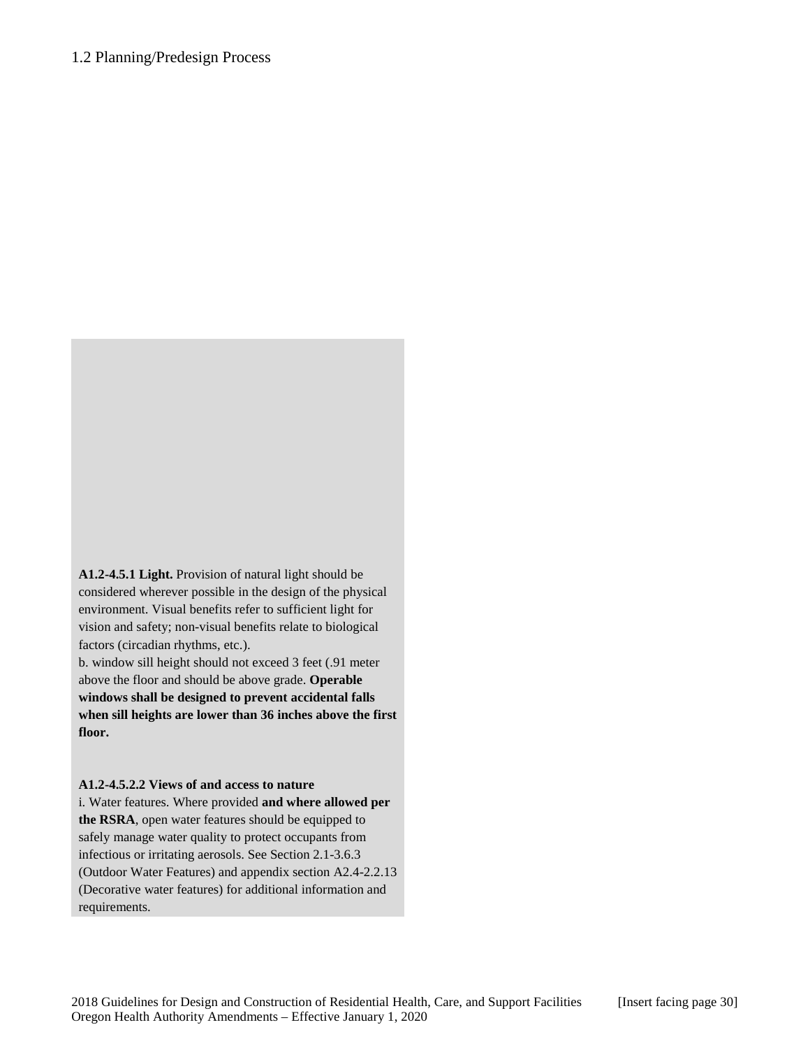**A1.2-4.5.1 Light.** Provision of natural light should be considered wherever possible in the design of the physical environment. Visual benefits refer to sufficient light for vision and safety; non-visual benefits relate to biological factors (circadian rhythms, etc.).

b. window sill height should not exceed 3 feet (.91 meter above the floor and should be above grade. **Operable windows shall be designed to prevent accidental falls when sill heights are lower than 36 inches above the first floor.**

**A1.2-4.5.2.2 Views of and access to nature**

i. Water features. Where provided **and where allowed per the RSRA**, open water features should be equipped to safely manage water quality to protect occupants from infectious or irritating aerosols. See Section 2.1-3.6.3 (Outdoor Water Features) and appendix section A2.4-2.2.13 (Decorative water features) for additional information and requirements.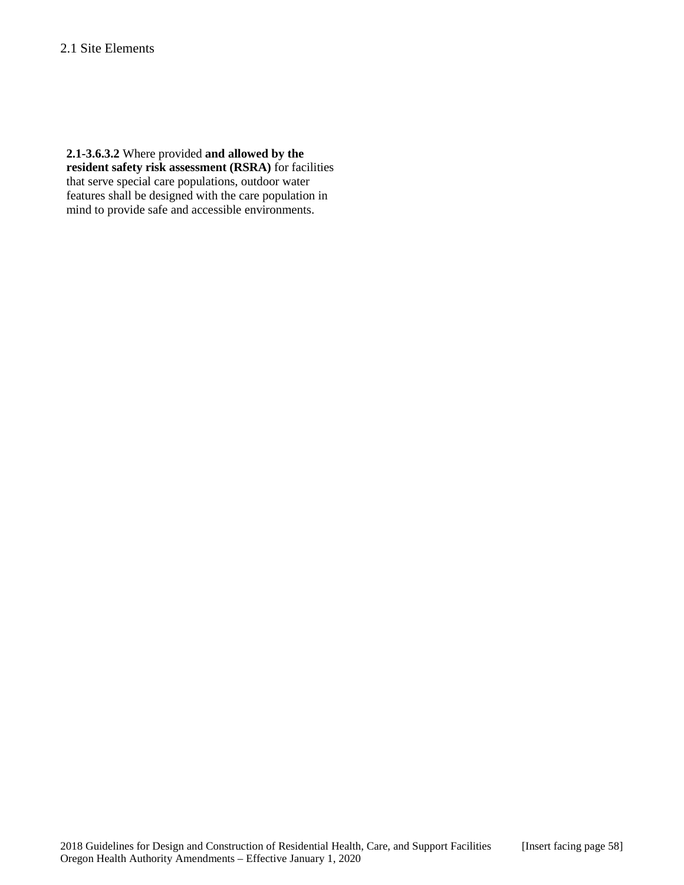**2.1-3.6.3.2** Where provided **and allowed by the resident safety risk assessment (RSRA)** for facilities that serve special care populations, outdoor water features shall be designed with the care population in mind to provide safe and accessible environments.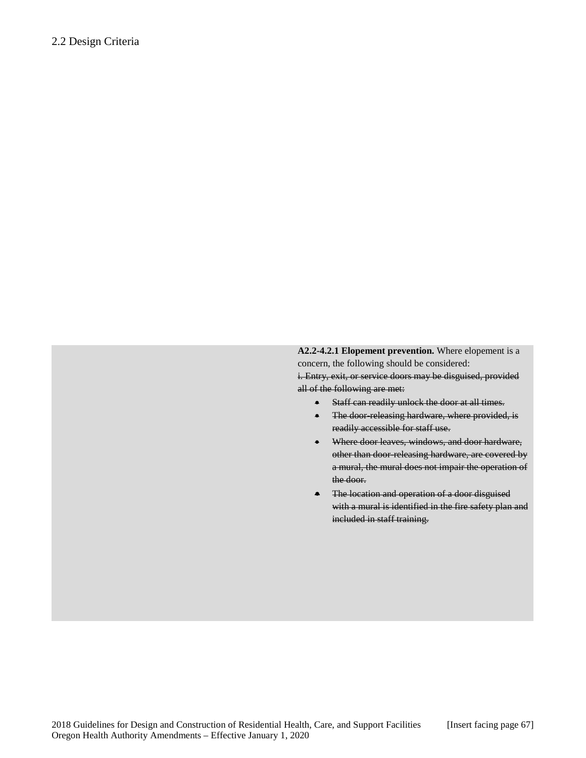2.2 Design Criteria

**A2.2-4.2.1 Elopement prevention.** Where elopement is a concern, the following should be considered:

~~i. Entry, exit, or service doors may be disguised, provided all of the following are met:~~

- ~~Staff can readily unlock the door at all times.~~
- ~~The door-releasing hardware, where provided, is readily accessible for staff use.~~
- ~~Where door leaves, windows, and door hardware, other than door-releasing hardware, are covered by a mural, the mural does not impair the operation of the door.~~
- ~~The location and operation of a door disguised with a mural is identified in the fire safety plan and included in staff training.~~

2018 Guidelines for Design and Construction of Residential Health, Care, and Support Facilities [Insert facing page 67]
Oregon Health Authority Amendments – Effective January 1, 2020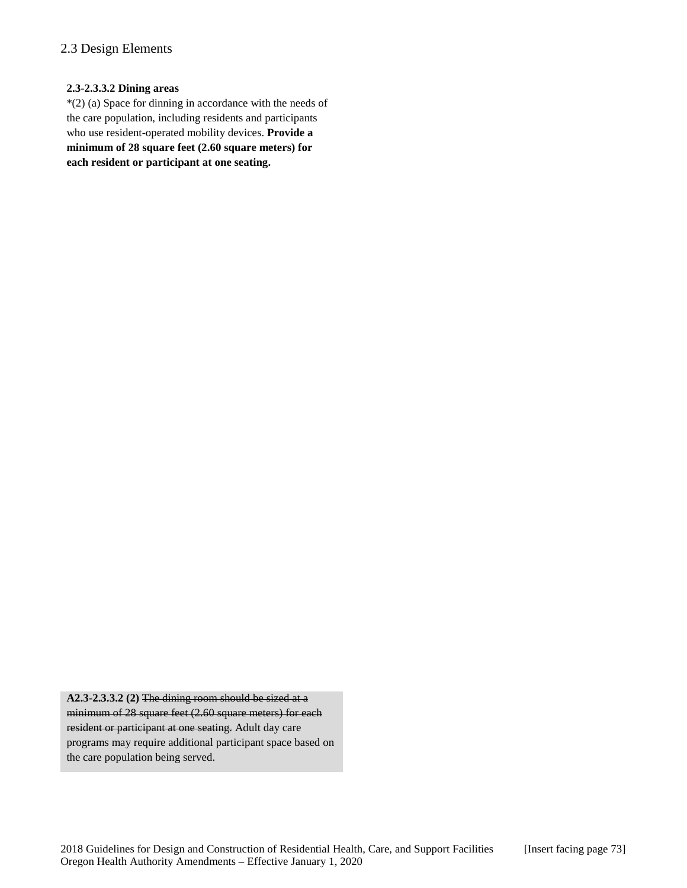## 2.3 Design Elements

**2.3-2.3.3.2 Dining areas**

*(2) (a) Space for dinning in accordance with the needs of the care population, including residents and participants who use resident-operated mobility devices. **Provide a minimum of 28 square feet (2.60 square meters) for each resident or participant at one seating.**

**A2.3-2.3.3.2 (2)** ~~The dining room should be sized at a minimum of 28 square feet (2.60 square meters) for each resident or participant at one seating.~~ Adult day care programs may require additional participant space based on the care population being served.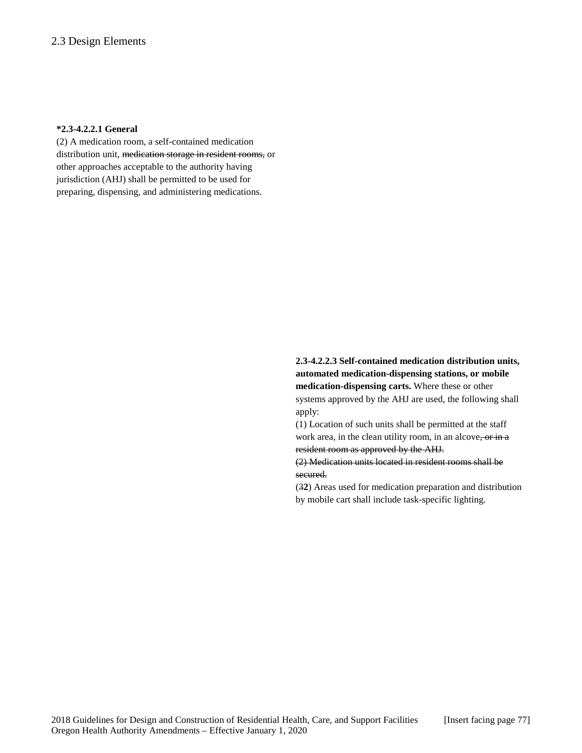## 2.3 Design Elements

**\*2.3-4.2.2.1 General**

(2) A medication room, a self-contained medication distribution unit, ~~medication storage in resident rooms,~~ or other approaches acceptable to the authority having jurisdiction (AHJ) shall be permitted to be used for preparing, dispensing, and administering medications.

**2.3-4.2.2.3 Self-contained medication distribution units, automated medication-dispensing stations, or mobile medication-dispensing carts.** Where these or other systems approved by the AHJ are used, the following shall apply:

(1) Location of such units shall be permitted at the staff work area, in the clean utility room, in an alcove~~, or in a resident room as approved by the AHJ.~~

~~(2) Medication units located in resident rooms shall be secured.~~

(~~3~~**2**) Areas used for medication preparation and distribution by mobile cart shall include task-specific lighting.

[Insert facing page 77]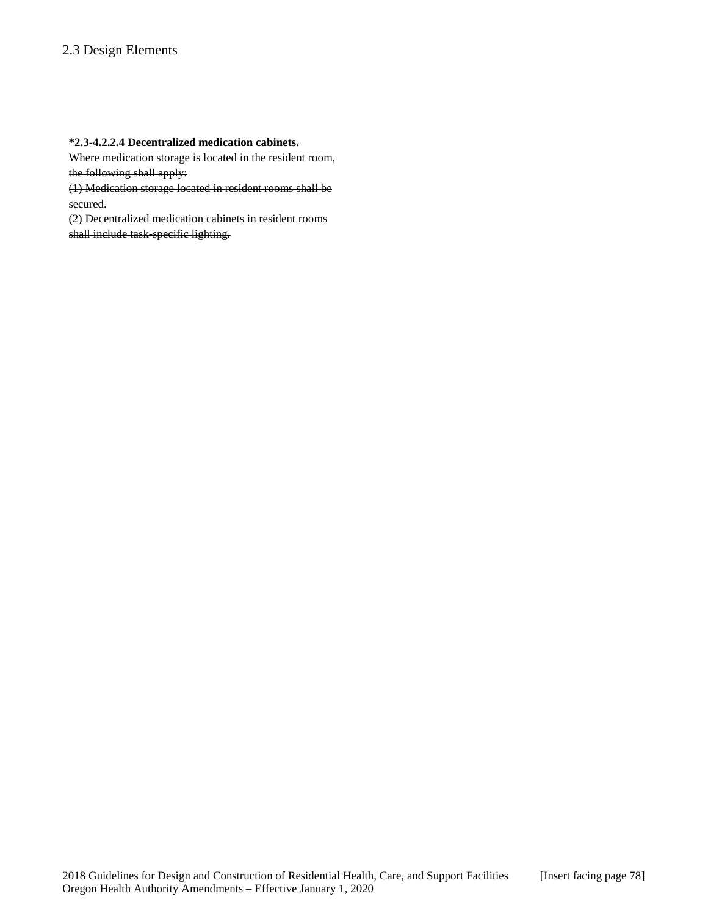## 2.3 Design Elements

~~**\*2.3-4.2.2.4 Decentralized medication cabinets.**~~
~~Where medication storage is located in the resident room, the following shall apply:~~
~~(1) Medication storage located in resident rooms shall be secured.~~
~~(2) Decentralized medication cabinets in resident rooms shall include task-specific lighting.~~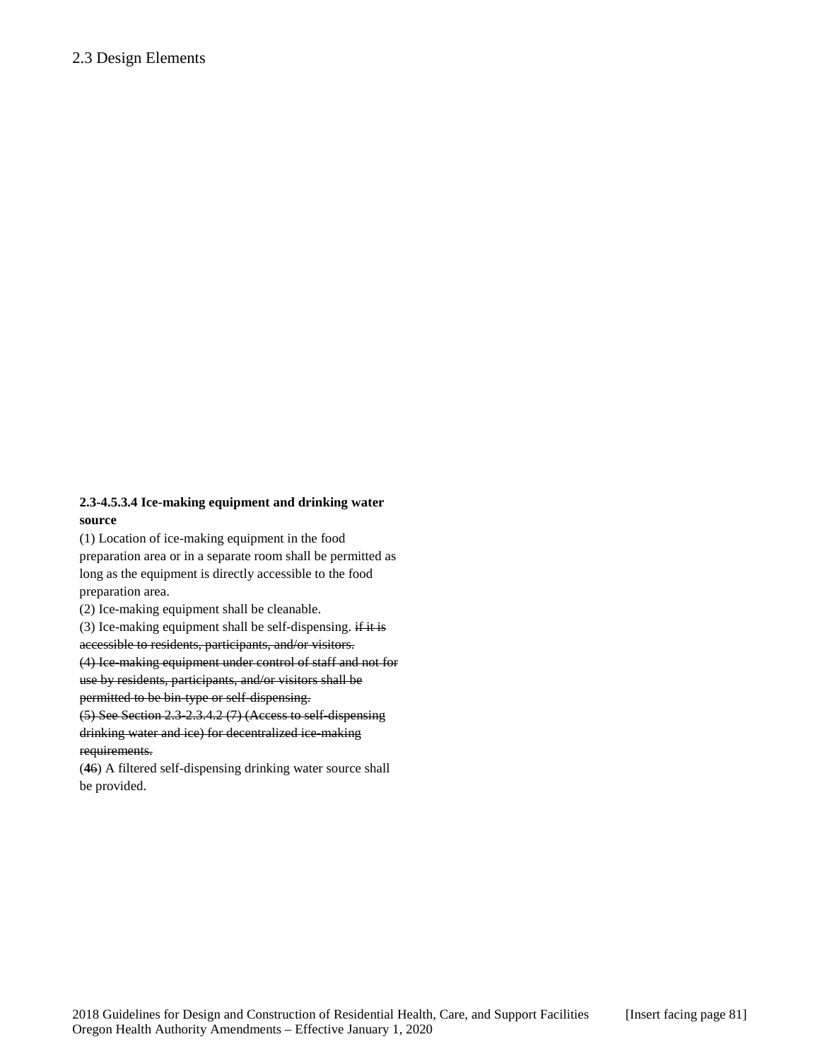**2.3-4.5.3.4 Ice-making equipment and drinking water source**

(1) Location of ice-making equipment in the food preparation area or in a separate room shall be permitted as long as the equipment is directly accessible to the food preparation area.

(2) Ice-making equipment shall be cleanable.

(3) Ice-making equipment shall be self-dispensing. ~~if it is accessible to residents, participants, and/or visitors.~~

~~(4) Ice-making equipment under control of staff and not for use by residents, participants, and/or visitors shall be permitted to be bin-type or self-dispensing.~~

~~(5) See Section 2.3-2.3.4.2 (7) (Access to self-dispensing drinking water and ice) for decentralized ice-making requirements.~~

(**4**~~6~~) A filtered self-dispensing drinking water source shall be provided.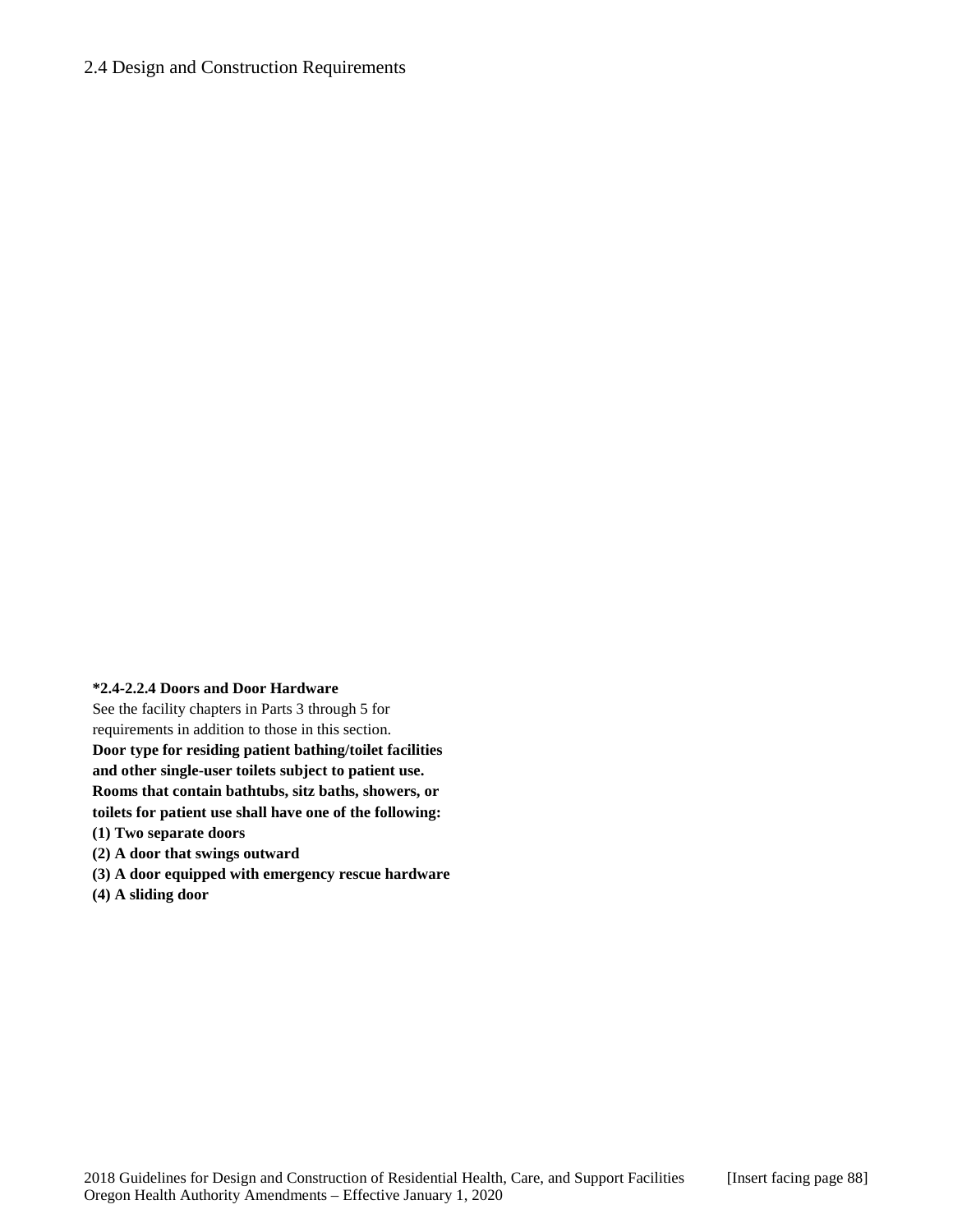**\*2.4-2.2.4 Doors and Door Hardware**

See the facility chapters in Parts 3 through 5 for requirements in addition to those in this section.

**Door type for residing patient bathing/toilet facilities and other single-user toilets subject to patient use. Rooms that contain bathtubs, sitz baths, showers, or toilets for patient use shall have one of the following:**

**(1) Two separate doors**

**(2) A door that swings outward**

**(3) A door equipped with emergency rescue hardware**

**(4) A sliding door**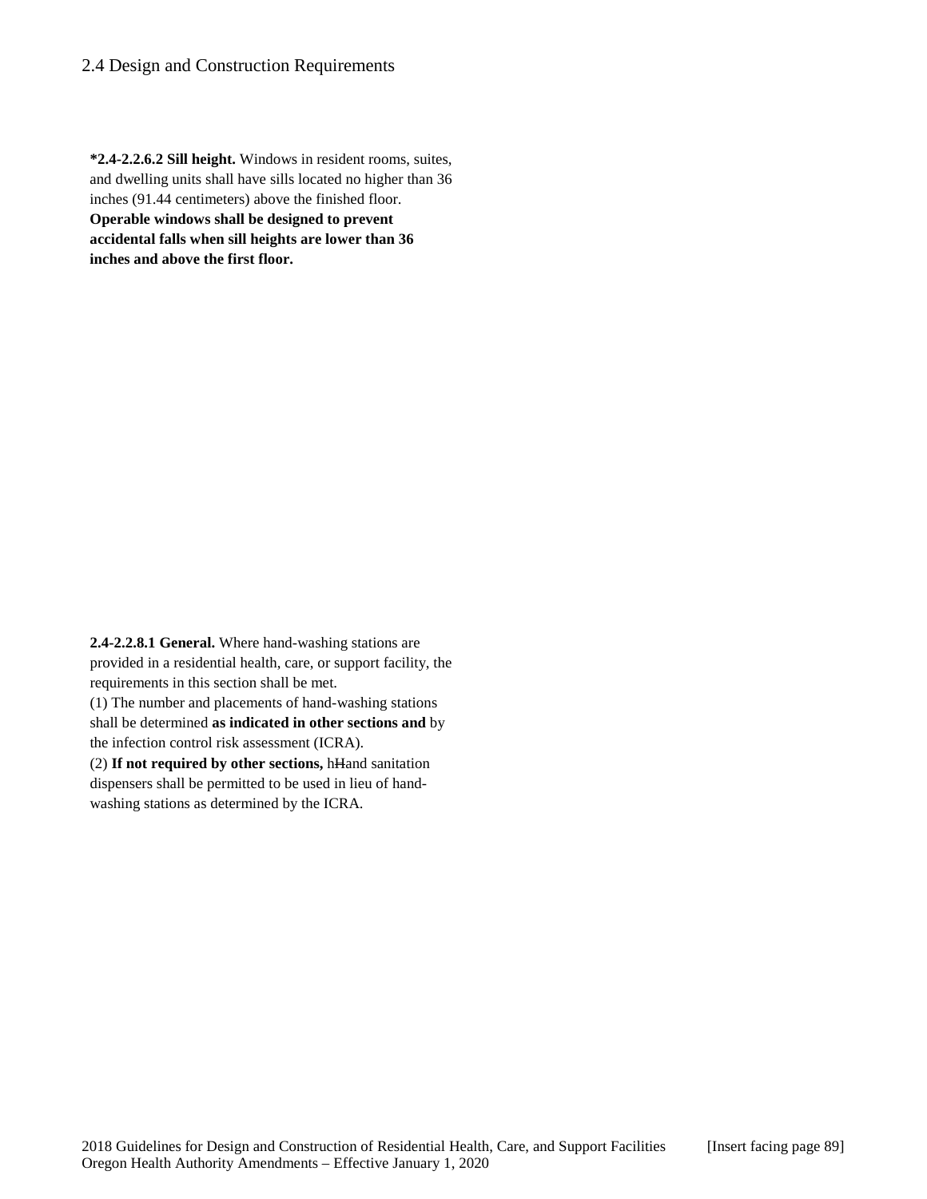2.4 Design and Construction Requirements

**\*2.4-2.2.6.2 Sill height.** Windows in resident rooms, suites, and dwelling units shall have sills located no higher than 36 inches (91.44 centimeters) above the finished floor. **Operable windows shall be designed to prevent accidental falls when sill heights are lower than 36 inches and above the first floor.**

**2.4-2.2.8.1 General.** Where hand-washing stations are provided in a residential health, care, or support facility, the requirements in this section shall be met.

(1) The number and placements of hand-washing stations shall be determined **as indicated in other sections and** by the infection control risk assessment (ICRA).

(2) **If not required by other sections,** h~~H~~and sanitation dispensers shall be permitted to be used in lieu of hand-washing stations as determined by the ICRA.

2018 Guidelines for Design and Construction of Residential Health, Care, and Support Facilities [Insert facing page 89]
Oregon Health Authority Amendments – Effective January 1, 2020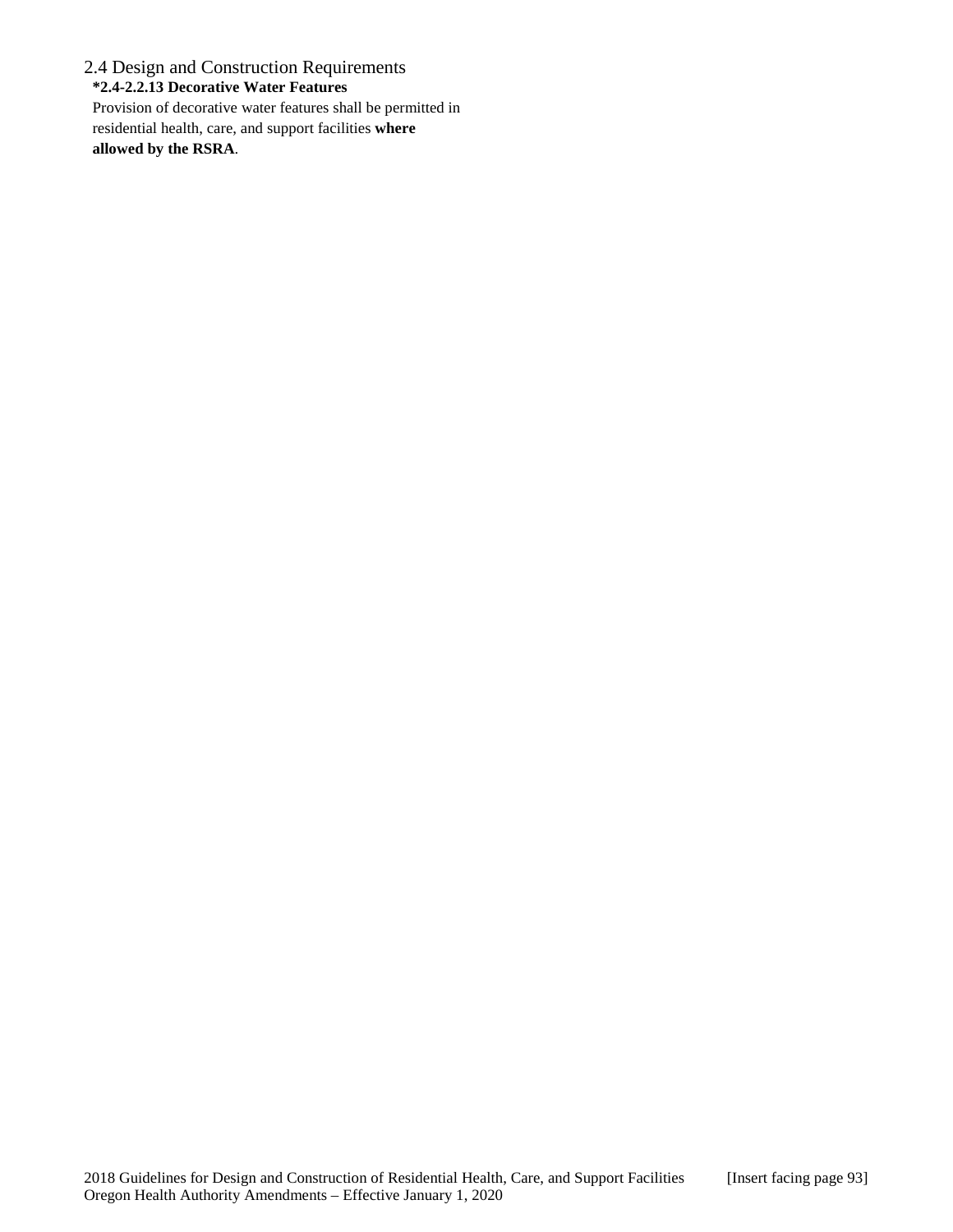## 2.4 Design and Construction Requirements

**\*2.4-2.2.13 Decorative Water Features**

Provision of decorative water features shall be permitted in residential health, care, and support facilities **where allowed by the RSRA**.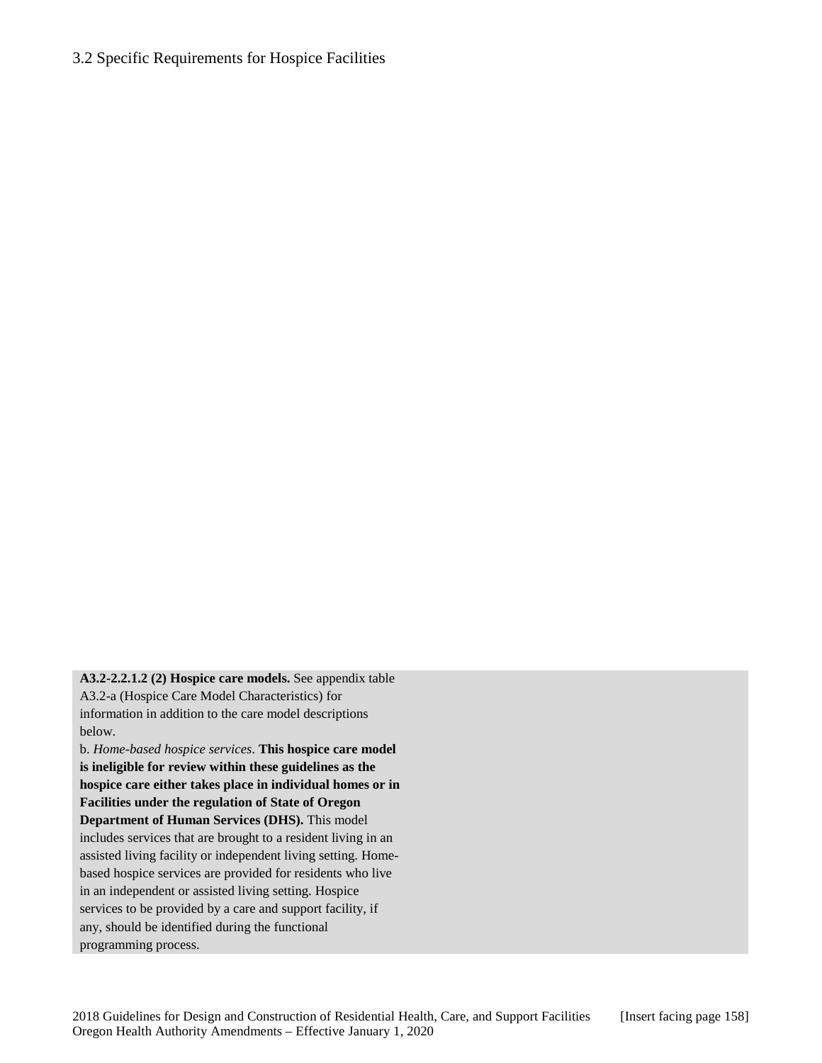## 3.2 Specific Requirements for Hospice Facilities

**A3.2-2.2.1.2 (2) Hospice care models.** See appendix table A3.2-a (Hospice Care Model Characteristics) for information in addition to the care model descriptions below.

b. *Home-based hospice services*. **This hospice care model is ineligible for review within these guidelines as the hospice care either takes place in individual homes or in Facilities under the regulation of State of Oregon Department of Human Services (DHS).** This model includes services that are brought to a resident living in an assisted living facility or independent living setting. Home-based hospice services are provided for residents who live in an independent or assisted living setting. Hospice services to be provided by a care and support facility, if any, should be identified during the functional programming process.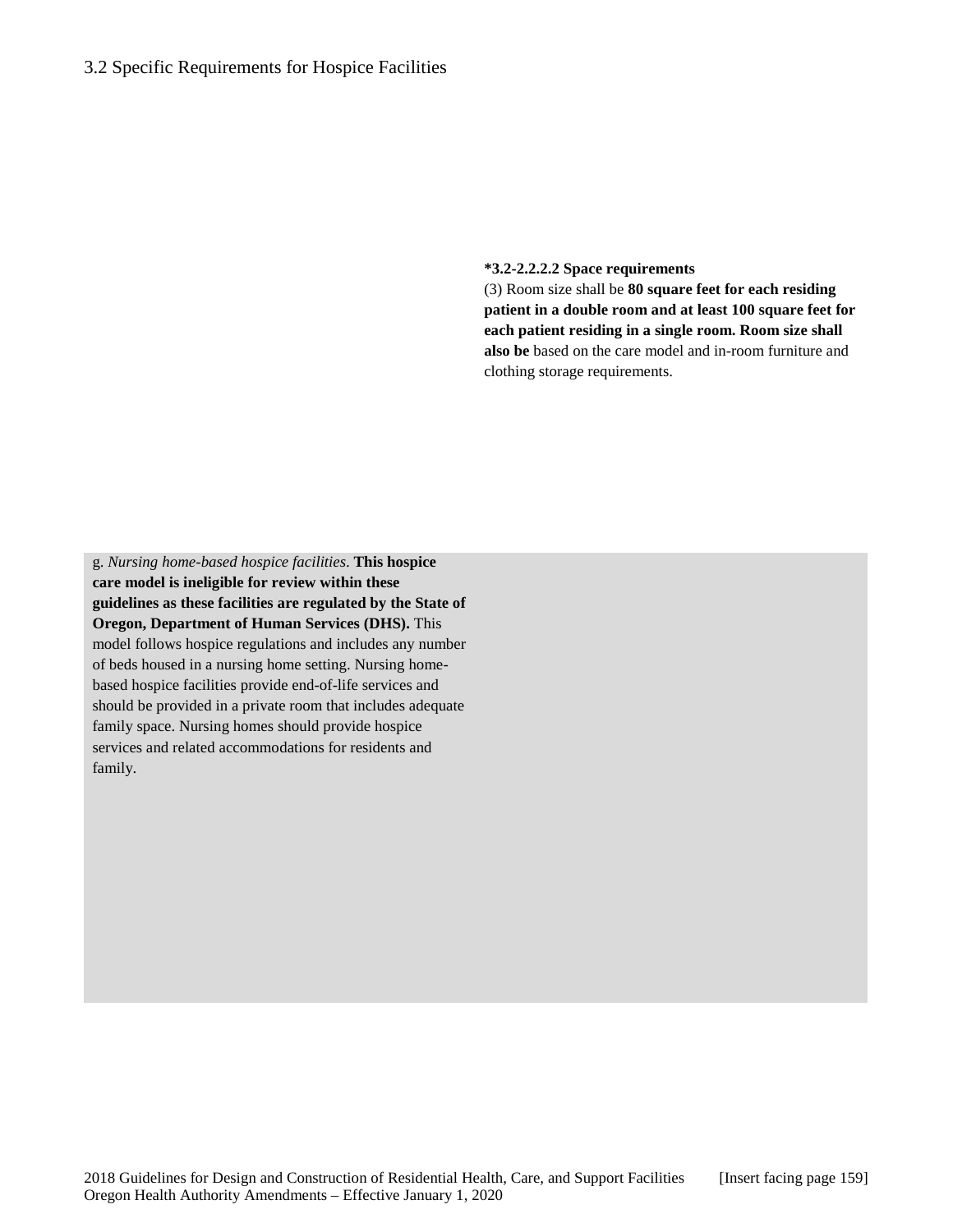## 3.2 Specific Requirements for Hospice Facilities

**\*3.2-2.2.2.2 Space requirements**

(3) Room size shall be **80 square feet for each residing patient in a double room and at least 100 square feet for each patient residing in a single room. Room size shall also be** based on the care model and in-room furniture and clothing storage requirements.

g. *Nursing home-based hospice facilities*. **This hospice care model is ineligible for review within these guidelines as these facilities are regulated by the State of Oregon, Department of Human Services (DHS).** This model follows hospice regulations and includes any number of beds housed in a nursing home setting. Nursing home-based hospice facilities provide end-of-life services and should be provided in a private room that includes adequate family space. Nursing homes should provide hospice services and related accommodations for residents and family.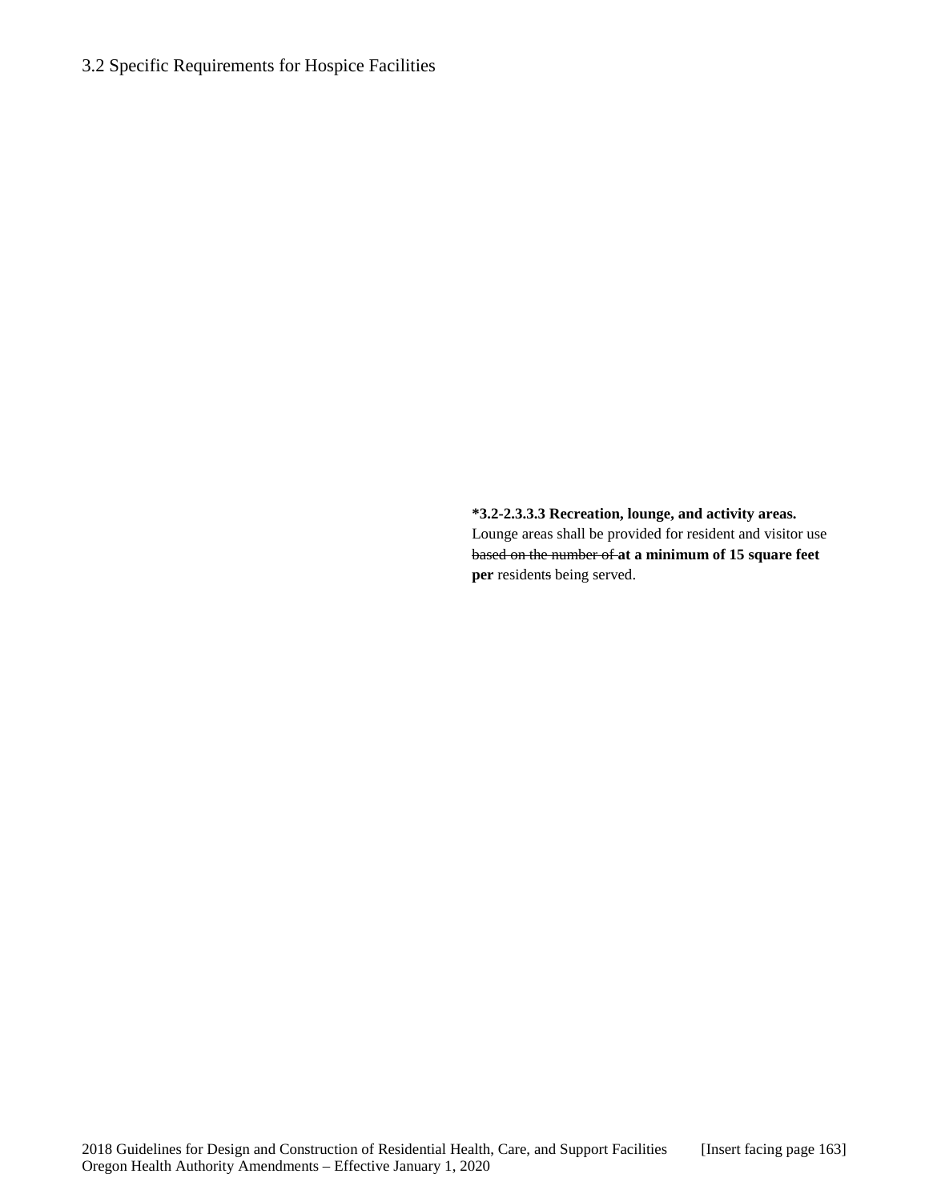3.2 Specific Requirements for Hospice Facilities

**\*3.2-2.3.3.3 Recreation, lounge, and activity areas.** Lounge areas shall be provided for resident and visitor use ~~based on the number of~~ **at a minimum of 15 square feet per** resident~~s~~ being served.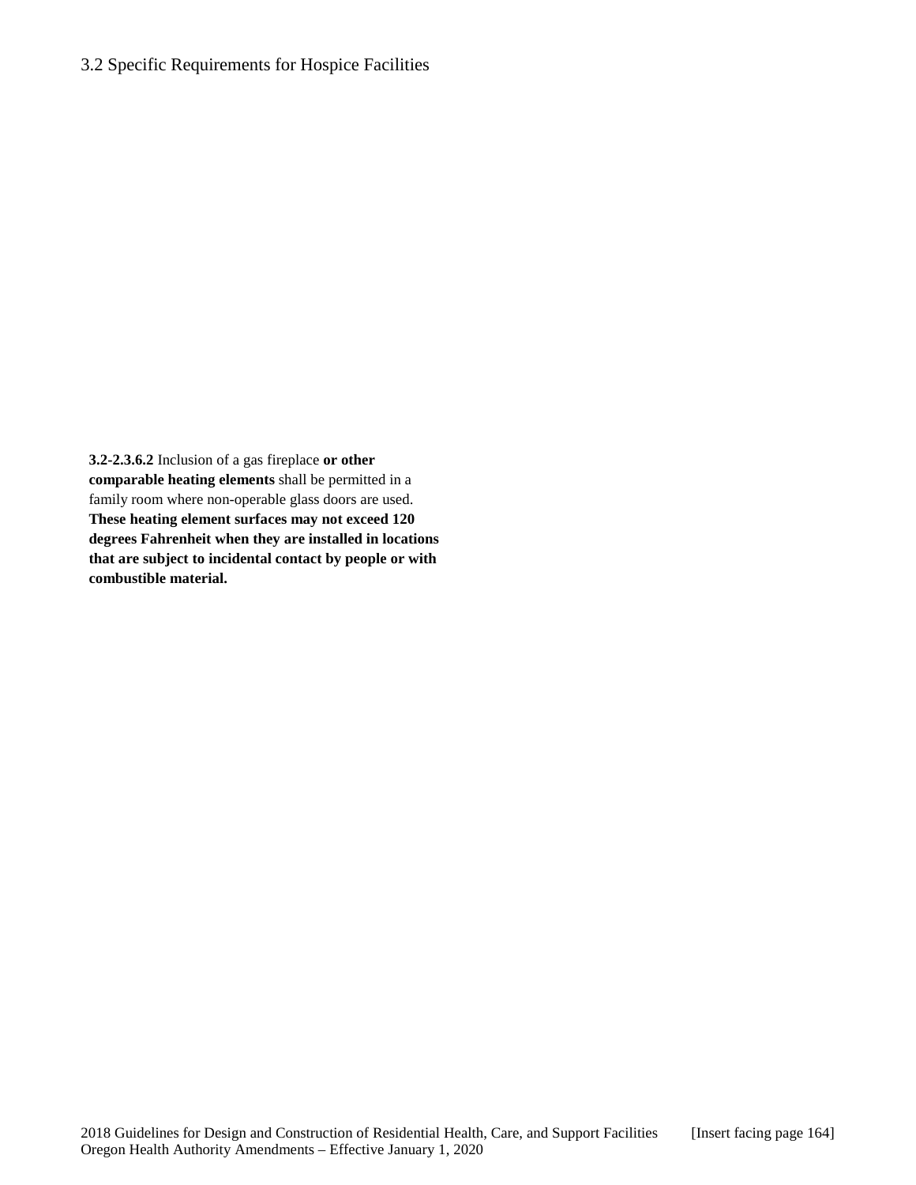**3.2-2.3.6.2** Inclusion of a gas fireplace **or other comparable heating elements** shall be permitted in a family room where non-operable glass doors are used. **These heating element surfaces may not exceed 120 degrees Fahrenheit when they are installed in locations that are subject to incidental contact by people or with combustible material.**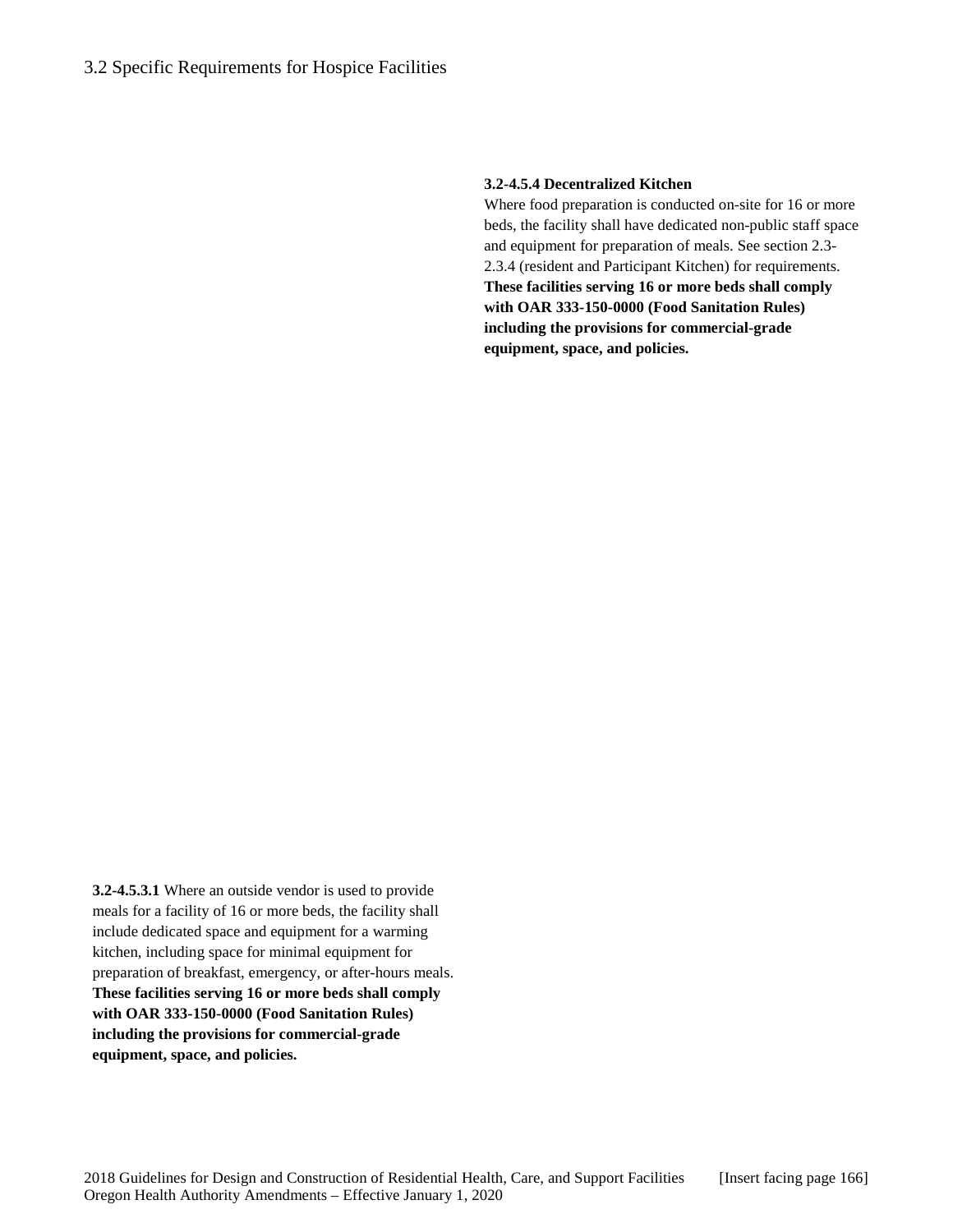### 3.2-4.5.4 Decentralized Kitchen

Where food preparation is conducted on-site for 16 or more beds, the facility shall have dedicated non-public staff space and equipment for preparation of meals. See section 2.3-2.3.4 (resident and Participant Kitchen) for requirements. **These facilities serving 16 or more beds shall comply with OAR 333-150-0000 (Food Sanitation Rules) including the provisions for commercial-grade equipment, space, and policies.**

**3.2-4.5.3.1** Where an outside vendor is used to provide meals for a facility of 16 or more beds, the facility shall include dedicated space and equipment for a warming kitchen, including space for minimal equipment for preparation of breakfast, emergency, or after-hours meals. **These facilities serving 16 or more beds shall comply with OAR 333-150-0000 (Food Sanitation Rules) including the provisions for commercial-grade equipment, space, and policies.**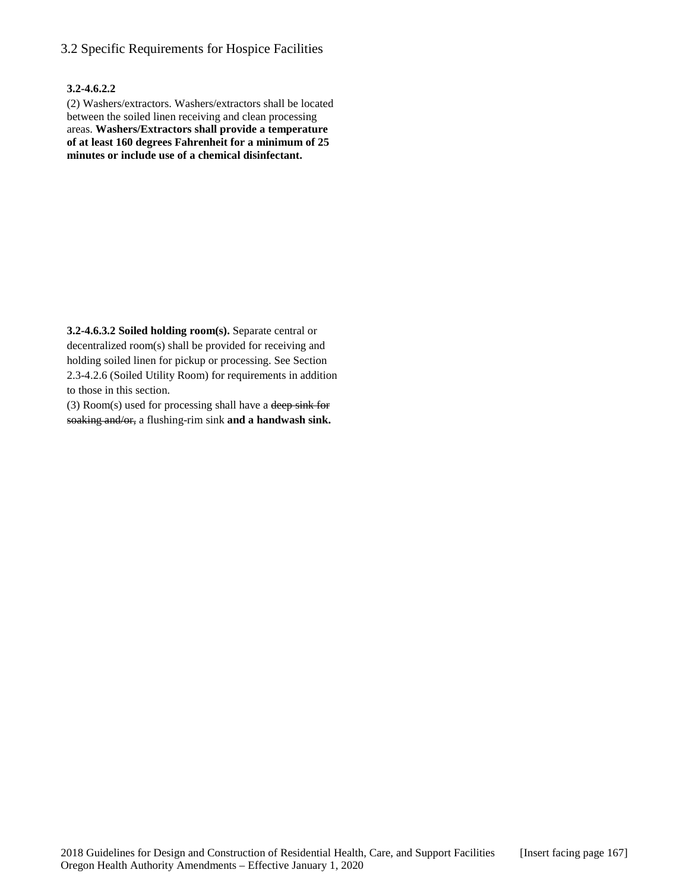## 3.2 Specific Requirements for Hospice Facilities

**3.2-4.6.2.2**

(2) Washers/extractors. Washers/extractors shall be located between the soiled linen receiving and clean processing areas. **Washers/Extractors shall provide a temperature of at least 160 degrees Fahrenheit for a minimum of 25 minutes or include use of a chemical disinfectant.**

**3.2-4.6.3.2 Soiled holding room(s).** Separate central or decentralized room(s) shall be provided for receiving and holding soiled linen for pickup or processing. See Section 2.3-4.2.6 (Soiled Utility Room) for requirements in addition to those in this section.

(3) Room(s) used for processing shall have a ~~deep sink for soaking and/or,~~ a flushing-rim sink **and a handwash sink.**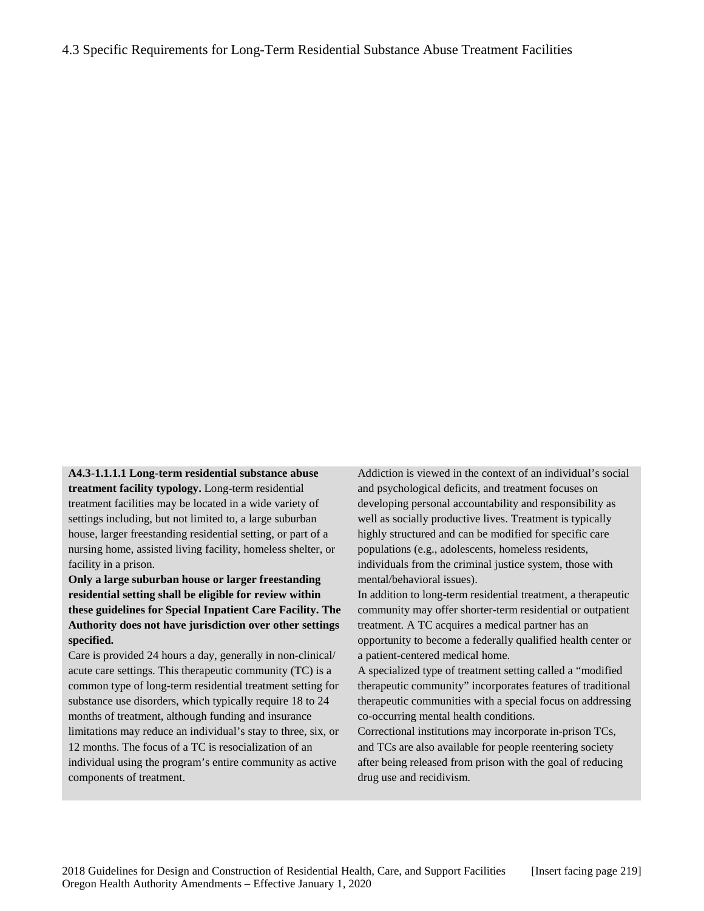4.3 Specific Requirements for Long-Term Residential Substance Abuse Treatment Facilities

**A4.3-1.1.1.1 Long-term residential substance abuse treatment facility typology.** Long-term residential treatment facilities may be located in a wide variety of settings including, but not limited to, a large suburban house, larger freestanding residential setting, or part of a nursing home, assisted living facility, homeless shelter, or facility in a prison.

**Only a large suburban house or larger freestanding residential setting shall be eligible for review within these guidelines for Special Inpatient Care Facility. The Authority does not have jurisdiction over other settings specified.**

Care is provided 24 hours a day, generally in non-clinical/acute care settings. This therapeutic community (TC) is a common type of long-term residential treatment setting for substance use disorders, which typically require 18 to 24 months of treatment, although funding and insurance limitations may reduce an individual's stay to three, six, or 12 months. The focus of a TC is resocialization of an individual using the program's entire community as active components of treatment.

Addiction is viewed in the context of an individual's social and psychological deficits, and treatment focuses on developing personal accountability and responsibility as well as socially productive lives. Treatment is typically highly structured and can be modified for specific care populations (e.g., adolescents, homeless residents, individuals from the criminal justice system, those with mental/behavioral issues).

In addition to long-term residential treatment, a therapeutic community may offer shorter-term residential or outpatient treatment. A TC acquires a medical partner has an opportunity to become a federally qualified health center or a patient-centered medical home.

A specialized type of treatment setting called a "modified therapeutic community" incorporates features of traditional therapeutic communities with a special focus on addressing co-occurring mental health conditions.

Correctional institutions may incorporate in-prison TCs, and TCs are also available for people reentering society after being released from prison with the goal of reducing drug use and recidivism.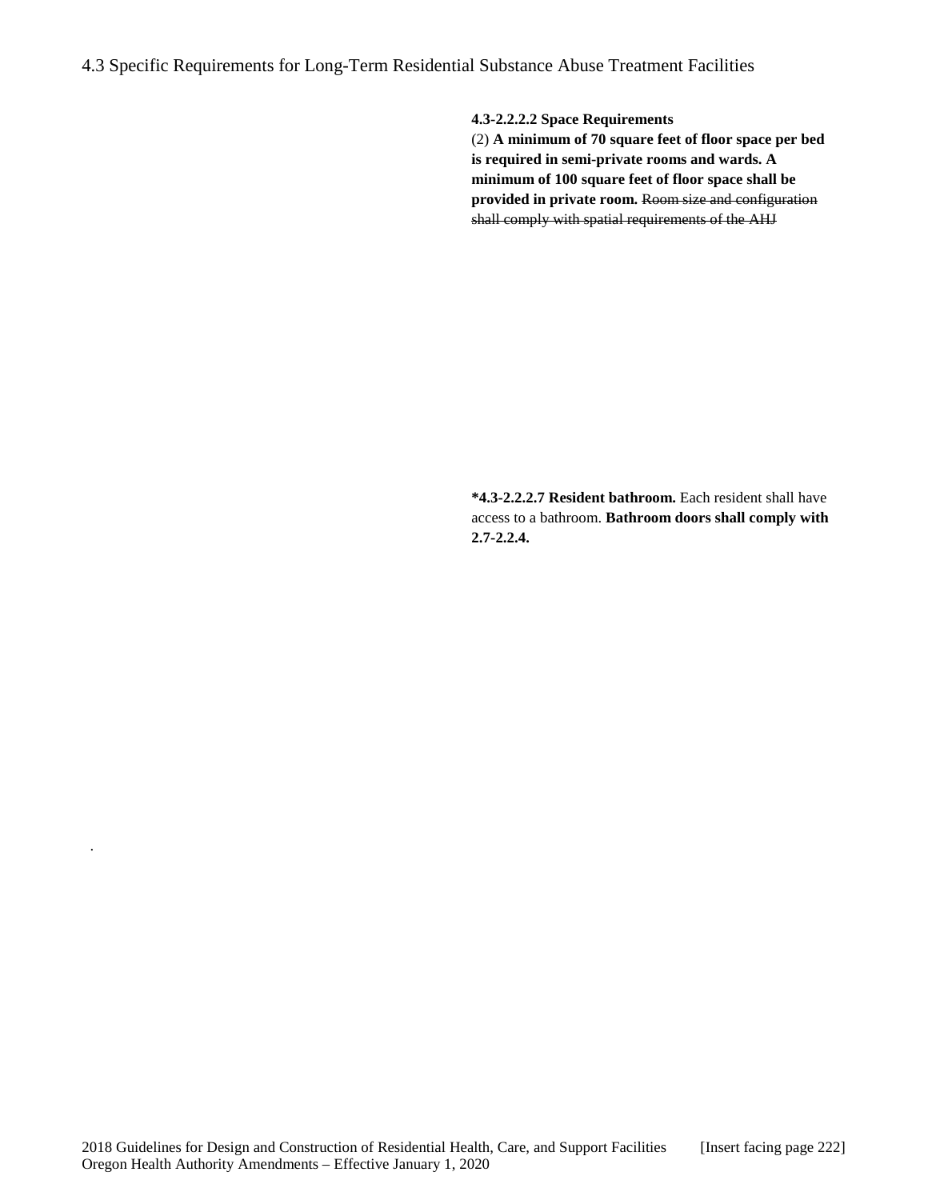4.3 Specific Requirements for Long-Term Residential Substance Abuse Treatment Facilities

**4.3-2.2.2.2 Space Requirements**

(2) **A minimum of 70 square feet of floor space per bed is required in semi-private rooms and wards. A minimum of 100 square feet of floor space shall be provided in private room.** ~~Room size and configuration shall comply with spatial requirements of the AHJ~~

***4.3-2.2.2.7 Resident bathroom.** Each resident shall have access to a bathroom. **Bathroom doors shall comply with 2.7-2.2.4.**

.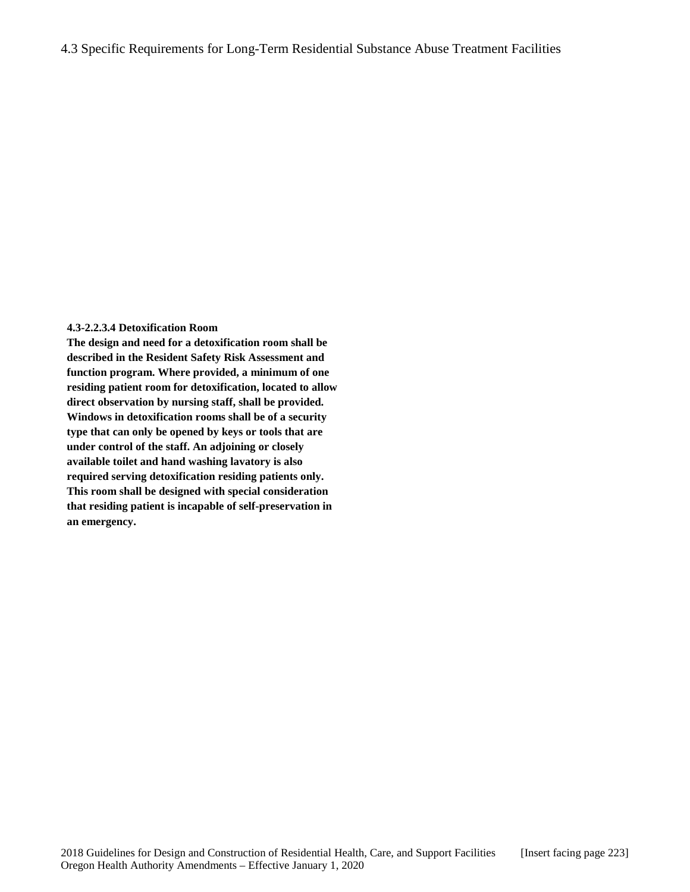**4.3-2.2.3.4 Detoxification Room**

**The design and need for a detoxification room shall be described in the Resident Safety Risk Assessment and function program. Where provided, a minimum of one residing patient room for detoxification, located to allow direct observation by nursing staff, shall be provided. Windows in detoxification rooms shall be of a security type that can only be opened by keys or tools that are under control of the staff. An adjoining or closely available toilet and hand washing lavatory is also required serving detoxification residing patients only. This room shall be designed with special consideration that residing patient is incapable of self-preservation in an emergency.**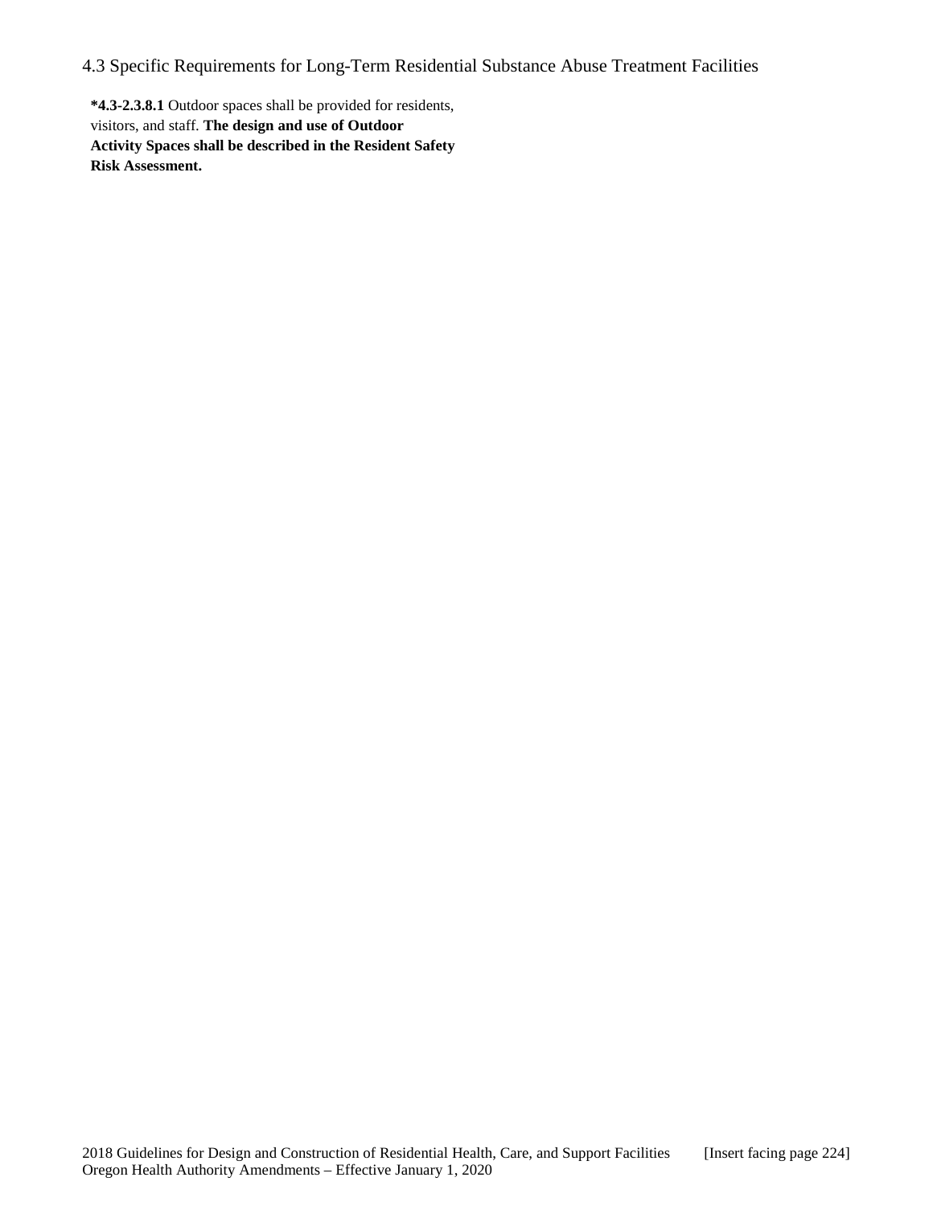# 4.3 Specific Requirements for Long-Term Residential Substance Abuse Treatment Facilities

**\*4.3-2.3.8.1** Outdoor spaces shall be provided for residents, visitors, and staff. **The design and use of Outdoor Activity Spaces shall be described in the Resident Safety Risk Assessment.**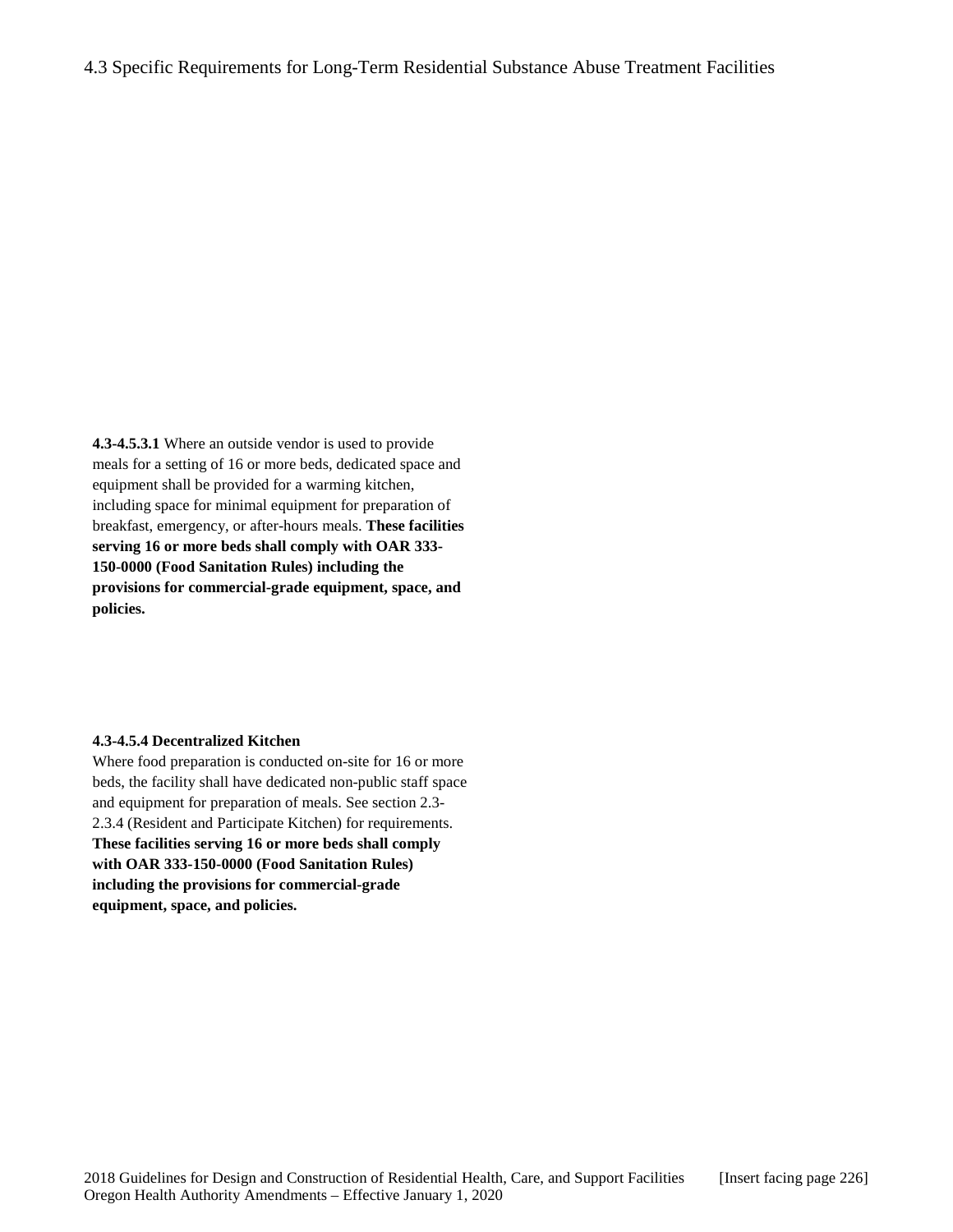4.3 Specific Requirements for Long-Term Residential Substance Abuse Treatment Facilities

**4.3-4.5.3.1** Where an outside vendor is used to provide meals for a setting of 16 or more beds, dedicated space and equipment shall be provided for a warming kitchen, including space for minimal equipment for preparation of breakfast, emergency, or after-hours meals. **These facilities serving 16 or more beds shall comply with OAR 333-150-0000 (Food Sanitation Rules) including the provisions for commercial-grade equipment, space, and policies.**

**4.3-4.5.4 Decentralized Kitchen**

Where food preparation is conducted on-site for 16 or more beds, the facility shall have dedicated non-public staff space and equipment for preparation of meals. See section 2.3-2.3.4 (Resident and Participate Kitchen) for requirements. **These facilities serving 16 or more beds shall comply with OAR 333-150-0000 (Food Sanitation Rules) including the provisions for commercial-grade equipment, space, and policies.**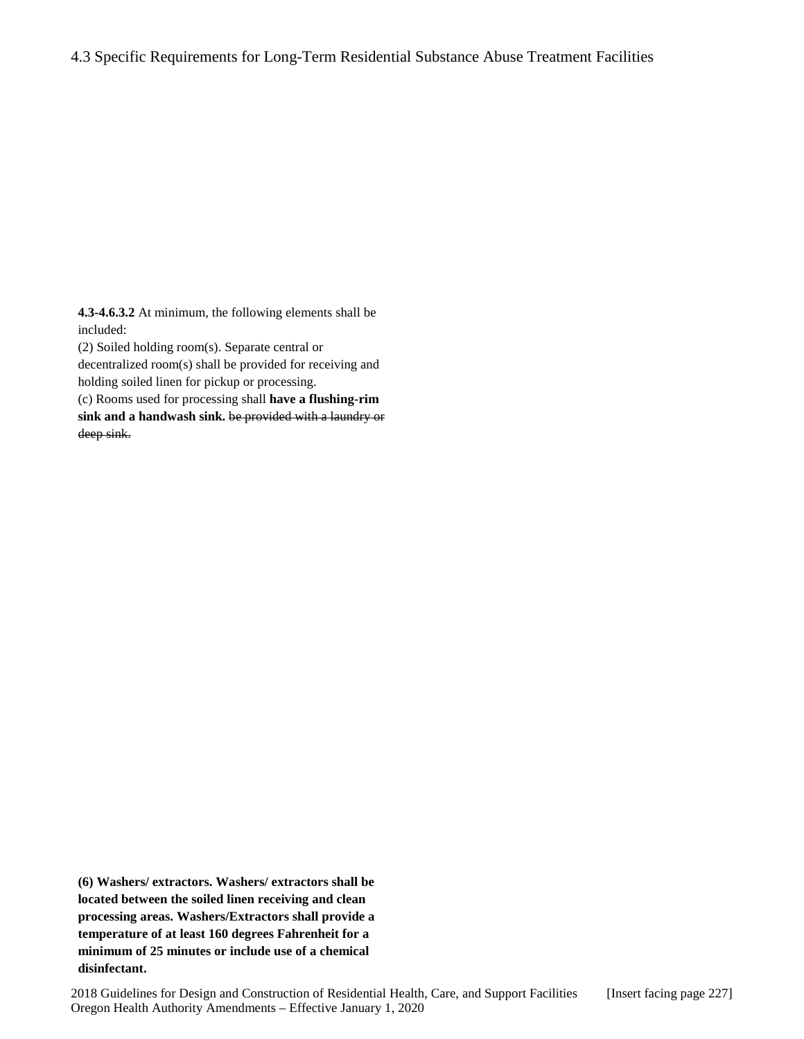# 4.3 Specific Requirements for Long-Term Residential Substance Abuse Treatment Facilities

**4.3-4.6.3.2** At minimum, the following elements shall be included:

(2) Soiled holding room(s). Separate central or decentralized room(s) shall be provided for receiving and holding soiled linen for pickup or processing.

(c) Rooms used for processing shall **have a flushing-rim sink and a handwash sink.** ~~be provided with a laundry or deep sink.~~

**(6) Washers/ extractors. Washers/ extractors shall be located between the soiled linen receiving and clean processing areas. Washers/Extractors shall provide a temperature of at least 160 degrees Fahrenheit for a minimum of 25 minutes or include use of a chemical disinfectant.**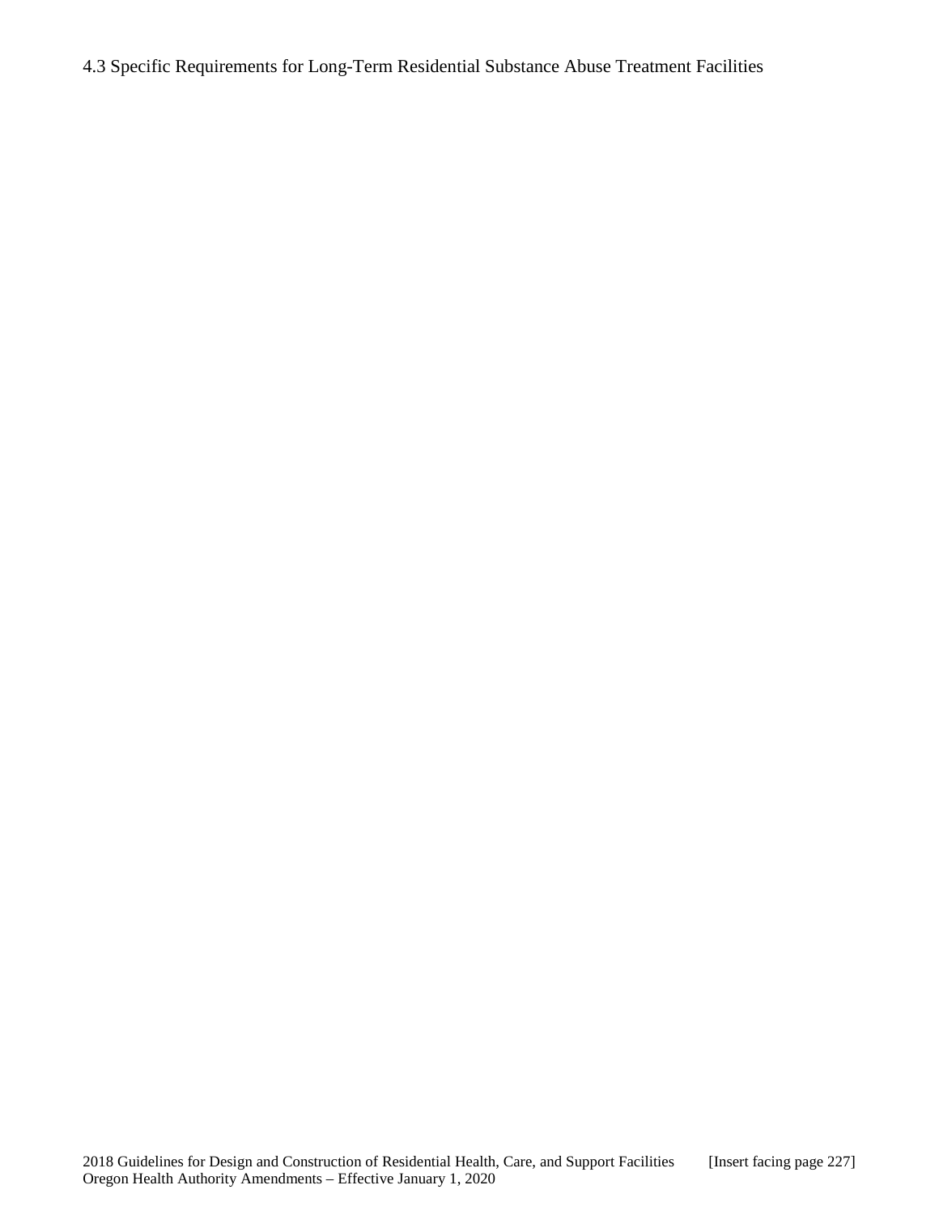4.3 Specific Requirements for Long-Term Residential Substance Abuse Treatment Facilities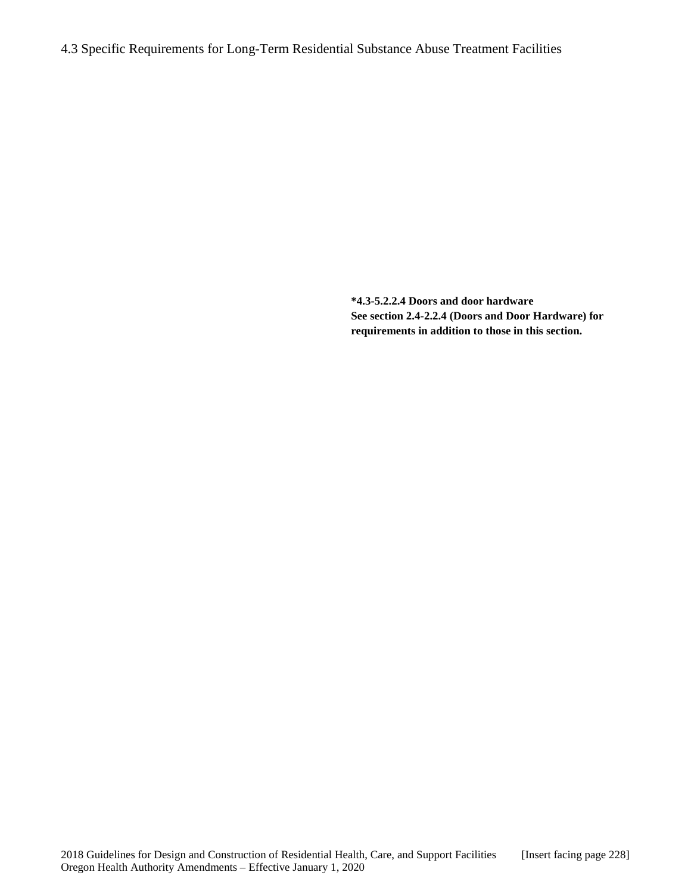**\*4.3-5.2.2.4 Doors and door hardware**
**See section 2.4-2.2.4 (Doors and Door Hardware) for requirements in addition to those in this section.**